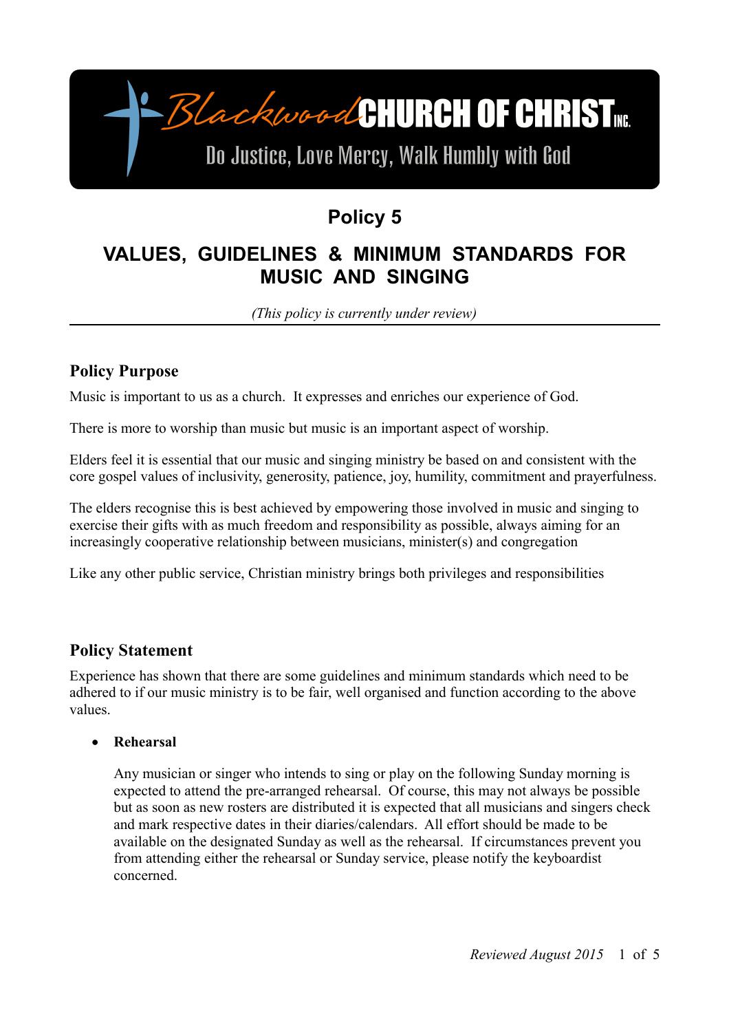Blackwood CHURCH OF CHRIST INC.

Do Justice, Love Mercy, Walk Humbly with God

# Policy 5

# VALUES, GUIDELINES & MINIMUM STANDARDS FOR MUSIC AND SINGING

*(This policy is currently under review)*

---

## Policy Purpose

Music is important to us as a church. It expresses and enriches our experience of God.

There is more to worship than music but music is an important aspect of worship.

Elders feel it is essential that our music and singing ministry be based on and consistent with the core gospel values of inclusivity, generosity, patience, joy, humility, commitment and prayerfulness.

The elders recognise this is best achieved by empowering those involved in music and singing to exercise their gifts with as much freedom and responsibility as possible, always aiming for an increasingly cooperative relationship between musicians, minister(s) and congregation

Like any other public service, Christian ministry brings both privileges and responsibilities

## Policy Statement

Experience has shown that there are some guidelines and minimum standards which need to be adhered to if our music ministry is to be fair, well organised and function according to the above values.

- **Rehearsal**

  Any musician or singer who intends to sing or play on the following Sunday morning is expected to attend the pre-arranged rehearsal. Of course, this may not always be possible but as soon as new rosters are distributed it is expected that all musicians and singers check and mark respective dates in their diaries/calendars. All effort should be made to be available on the designated Sunday as well as the rehearsal. If circumstances prevent you from attending either the rehearsal or Sunday service, please notify the keyboardist concerned.

*Reviewed August 2015*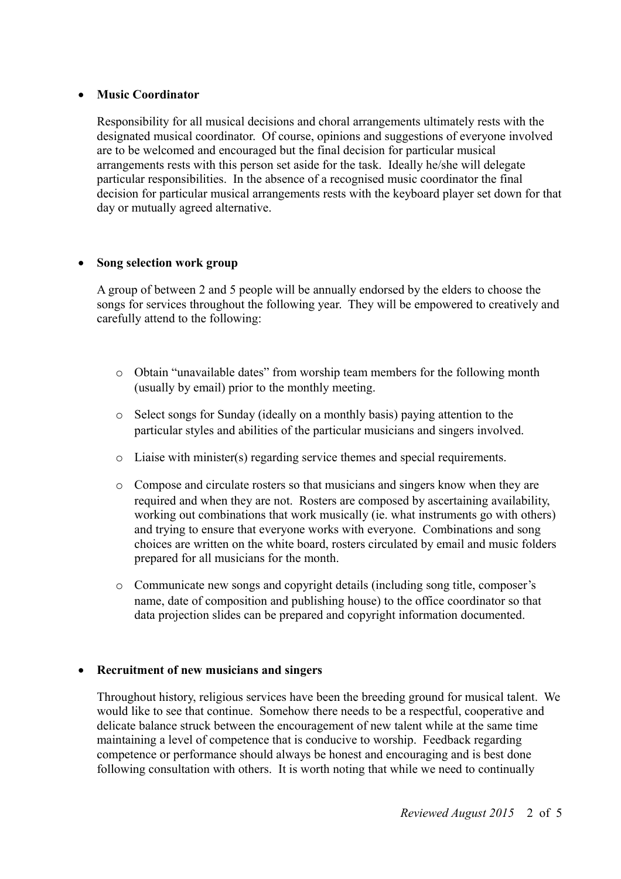- **Music Coordinator**

  Responsibility for all musical decisions and choral arrangements ultimately rests with the designated musical coordinator. Of course, opinions and suggestions of everyone involved are to be welcomed and encouraged but the final decision for particular musical arrangements rests with this person set aside for the task. Ideally he/she will delegate particular responsibilities. In the absence of a recognised music coordinator the final decision for particular musical arrangements rests with the keyboard player set down for that day or mutually agreed alternative.

- **Song selection work group**

  A group of between 2 and 5 people will be annually endorsed by the elders to choose the songs for services throughout the following year. They will be empowered to creatively and carefully attend to the following:

  - Obtain "unavailable dates" from worship team members for the following month (usually by email) prior to the monthly meeting.
  - Select songs for Sunday (ideally on a monthly basis) paying attention to the particular styles and abilities of the particular musicians and singers involved.
  - Liaise with minister(s) regarding service themes and special requirements.
  - Compose and circulate rosters so that musicians and singers know when they are required and when they are not. Rosters are composed by ascertaining availability, working out combinations that work musically (ie. what instruments go with others) and trying to ensure that everyone works with everyone. Combinations and song choices are written on the white board, rosters circulated by email and music folders prepared for all musicians for the month.
  - Communicate new songs and copyright details (including song title, composer's name, date of composition and publishing house) to the office coordinator so that data projection slides can be prepared and copyright information documented.

- **Recruitment of new musicians and singers**

  Throughout history, religious services have been the breeding ground for musical talent. We would like to see that continue. Somehow there needs to be a respectful, cooperative and delicate balance struck between the encouragement of new talent while at the same time maintaining a level of competence that is conducive to worship. Feedback regarding competence or performance should always be honest and encouraging and is best done following consultation with others. It is worth noting that while we need to continually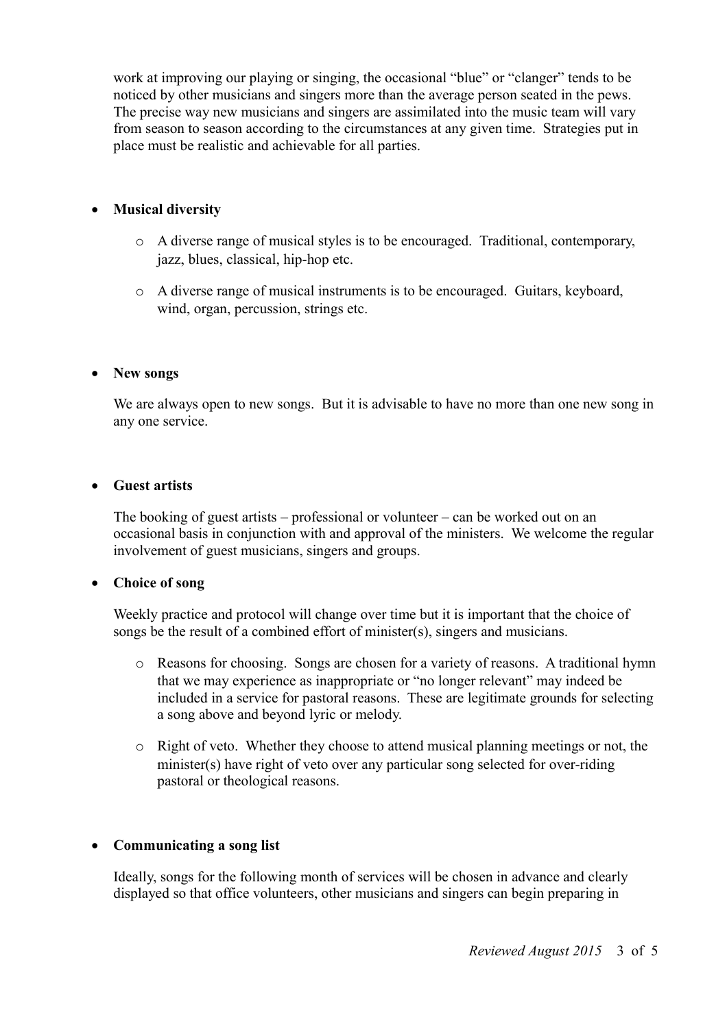work at improving our playing or singing, the occasional "blue" or "clanger" tends to be noticed by other musicians and singers more than the average person seated in the pews. The precise way new musicians and singers are assimilated into the music team will vary from season to season according to the circumstances at any given time. Strategies put in place must be realistic and achievable for all parties.

- **Musical diversity**

    - A diverse range of musical styles is to be encouraged. Traditional, contemporary, jazz, blues, classical, hip-hop etc.

    - A diverse range of musical instruments is to be encouraged. Guitars, keyboard, wind, organ, percussion, strings etc.

- **New songs**

  We are always open to new songs. But it is advisable to have no more than one new song in any one service.

- **Guest artists**

  The booking of guest artists – professional or volunteer – can be worked out on an occasional basis in conjunction with and approval of the ministers. We welcome the regular involvement of guest musicians, singers and groups.

- **Choice of song**

  Weekly practice and protocol will change over time but it is important that the choice of songs be the result of a combined effort of minister(s), singers and musicians.

    - Reasons for choosing. Songs are chosen for a variety of reasons. A traditional hymn that we may experience as inappropriate or "no longer relevant" may indeed be included in a service for pastoral reasons. These are legitimate grounds for selecting a song above and beyond lyric or melody.

    - Right of veto. Whether they choose to attend musical planning meetings or not, the minister(s) have right of veto over any particular song selected for over-riding pastoral or theological reasons.

- **Communicating a song list**

  Ideally, songs for the following month of services will be chosen in advance and clearly displayed so that office volunteers, other musicians and singers can begin preparing in

*Reviewed August 2015*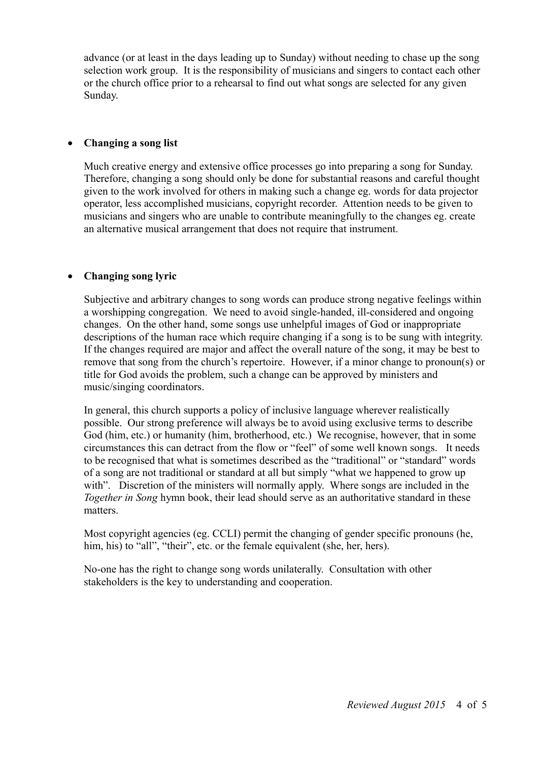advance (or at least in the days leading up to Sunday) without needing to chase up the song selection work group. It is the responsibility of musicians and singers to contact each other or the church office prior to a rehearsal to find out what songs are selected for any given Sunday.

- **Changing a song list**

  Much creative energy and extensive office processes go into preparing a song for Sunday. Therefore, changing a song should only be done for substantial reasons and careful thought given to the work involved for others in making such a change eg. words for data projector operator, less accomplished musicians, copyright recorder. Attention needs to be given to musicians and singers who are unable to contribute meaningfully to the changes eg. create an alternative musical arrangement that does not require that instrument.

- **Changing song lyric**

  Subjective and arbitrary changes to song words can produce strong negative feelings within a worshipping congregation. We need to avoid single-handed, ill-considered and ongoing changes. On the other hand, some songs use unhelpful images of God or inappropriate descriptions of the human race which require changing if a song is to be sung with integrity. If the changes required are major and affect the overall nature of the song, it may be best to remove that song from the church's repertoire. However, if a minor change to pronoun(s) or title for God avoids the problem, such a change can be approved by ministers and music/singing coordinators.

  In general, this church supports a policy of inclusive language wherever realistically possible. Our strong preference will always be to avoid using exclusive terms to describe God (him, etc.) or humanity (him, brotherhood, etc.) We recognise, however, that in some circumstances this can detract from the flow or "feel" of some well known songs. It needs to be recognised that what is sometimes described as the "traditional" or "standard" words of a song are not traditional or standard at all but simply "what we happened to grow up with". Discretion of the ministers will normally apply. Where songs are included in the *Together in Song* hymn book, their lead should serve as an authoritative standard in these matters.

  Most copyright agencies (eg. CCLI) permit the changing of gender specific pronouns (he, him, his) to "all", "their", etc. or the female equivalent (she, her, hers).

  No-one has the right to change song words unilaterally. Consultation with other stakeholders is the key to understanding and cooperation.

*Reviewed August 2015*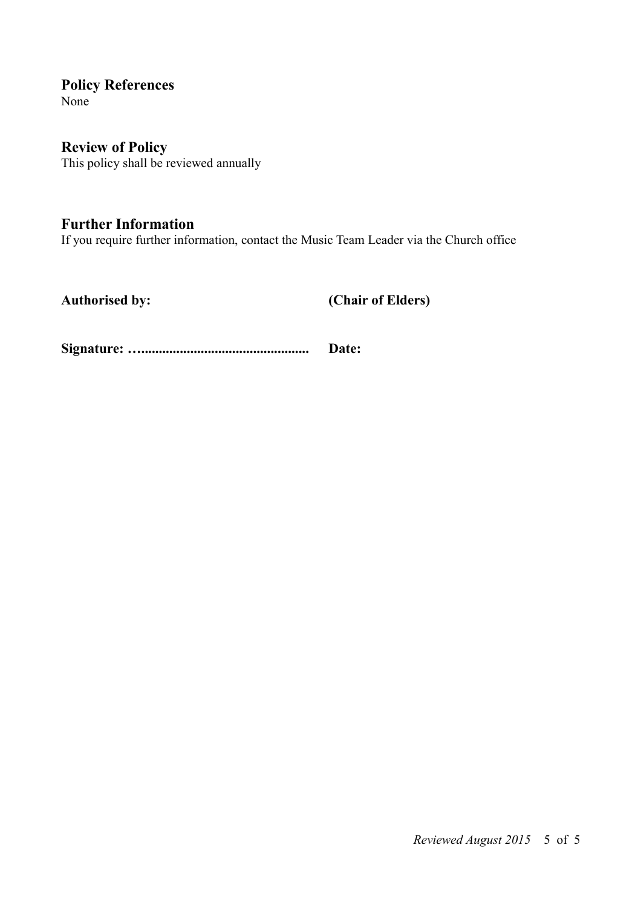## Policy References
None

## Review of Policy
This policy shall be reviewed annually

## Further Information
If you require further information, contact the Music Team Leader via the Church office

**Authorised by:** **(Chair of Elders)**

**Signature: …..............................................** **Date:**